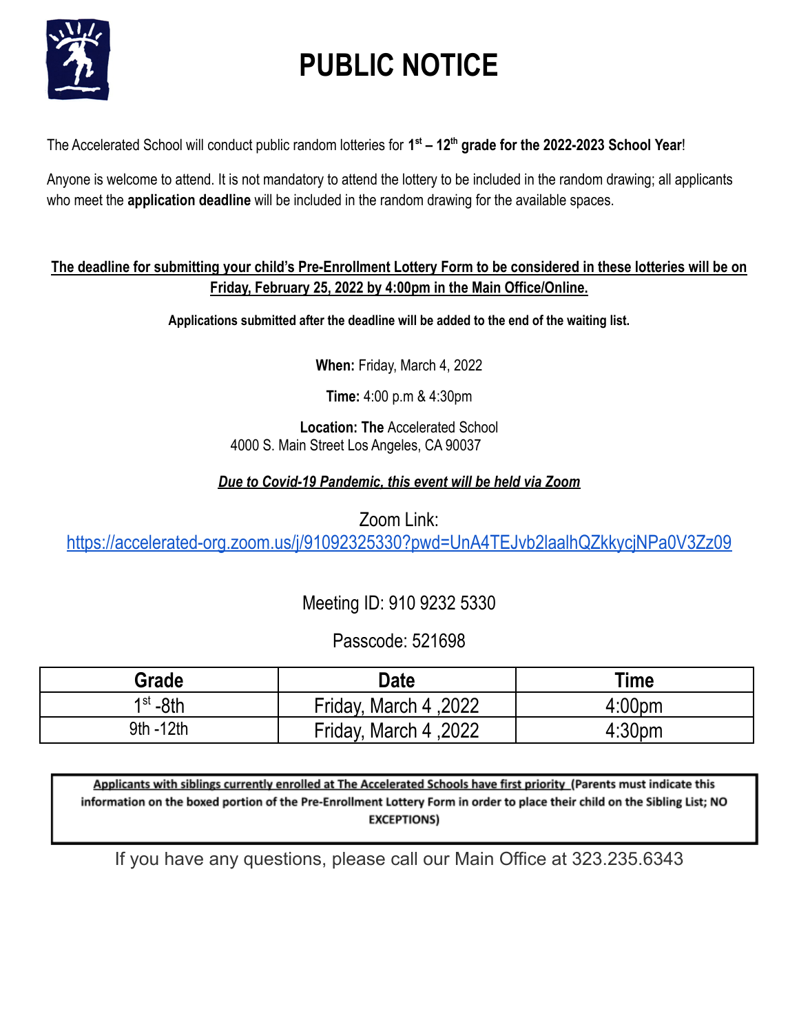# PUBLIC NOTICE

The Accelerated School will conduct public random lotteries for **1st – 12th grade for the 2022-2023 School Year**!

Anyone is welcome to attend. It is not mandatory to attend the lottery to be included in the random drawing; all applicants who meet the **application deadline** will be included in the random drawing for the available spaces.

**The deadline for submitting your child's Pre-Enrollment Lottery Form to be considered in these lotteries will be on Friday, February 25, 2022 by 4:00pm in the Main Office/Online.**

**Applications submitted after the deadline will be added to the end of the waiting list.**

**When:** Friday, March 4, 2022

**Time:** 4:00 p.m & 4:30pm

**Location: The** Accelerated School
4000 S. Main Street Los Angeles, CA 90037

***Due to Covid-19 Pandemic, this event will be held via Zoom***

Zoom Link:
https://accelerated-org.zoom.us/j/91092325330?pwd=UnA4TEJvb2laalhQZkkycjNPa0V3Zz09

Meeting ID: 910 9232 5330

Passcode: 521698

| Grade | Date | Time |
|---|---|---|
| 1st -8th | Friday, March 4 ,2022 | 4:00pm |
| 9th -12th | Friday, March 4 ,2022 | 4:30pm |

**Applicants with siblings currently enrolled at The Accelerated Schools have first priority (Parents must indicate this information on the boxed portion of the Pre-Enrollment Lottery Form in order to place their child on the Sibling List; NO EXCEPTIONS)**

If you have any questions, please call our Main Office at 323.235.6343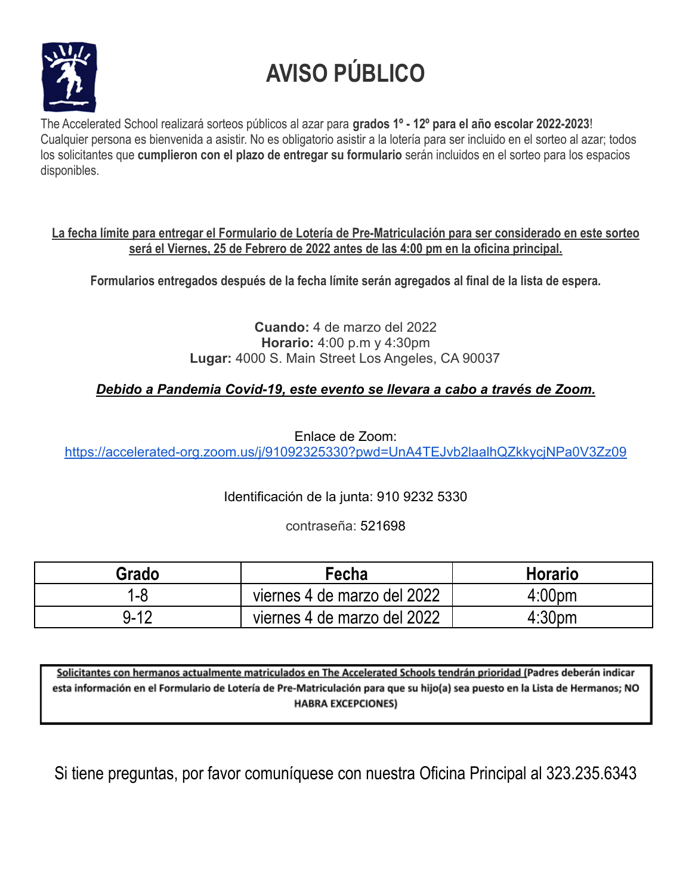# AVISO PÚBLICO

The Accelerated School realizará sorteos públicos al azar para **grados 1º - 12º para el año escolar 2022-2023**! Cualquier persona es bienvenida a asistir. No es obligatorio asistir a la lotería para ser incluido en el sorteo al azar; todos los solicitantes que **cumplieron con el plazo de entregar su formulario** serán incluidos en el sorteo para los espacios disponibles.

**La fecha límite para entregar el Formulario de Lotería de Pre-Matriculación para ser considerado en este sorteo será el Viernes, 25 de Febrero de 2022 antes de las 4:00 pm en la oficina principal.**

**Formularios entregados después de la fecha límite serán agregados al final de la lista de espera.**

**Cuando:** 4 de marzo del 2022
**Horario:** 4:00 p.m y 4:30pm
**Lugar:** 4000 S. Main Street Los Angeles, CA 90037

***Debido a Pandemia Covid-19, este evento se llevara a cabo a través de Zoom.***

Enlace de Zoom:
https://accelerated-org.zoom.us/j/91092325330?pwd=UnA4TEJvb2laalhQZkkycjNPa0V3Zz09

Identificación de la junta: 910 9232 5330

contraseña: 521698

| Grado | Fecha | Horario |
|---|---|---|
| 1-8 | viernes 4 de marzo del 2022 | 4:00pm |
| 9-12 | viernes 4 de marzo del 2022 | 4:30pm |

**Solicitantes con hermanos actualmente matriculados en The Accelerated Schools tendrán prioridad (Padres deberán indicar esta información en el Formulario de Lotería de Pre-Matriculación para que su hijo(a) sea puesto en la Lista de Hermanos; NO HABRA EXCEPCIONES)**

Si tiene preguntas, por favor comuníquese con nuestra Oficina Principal al 323.235.6343